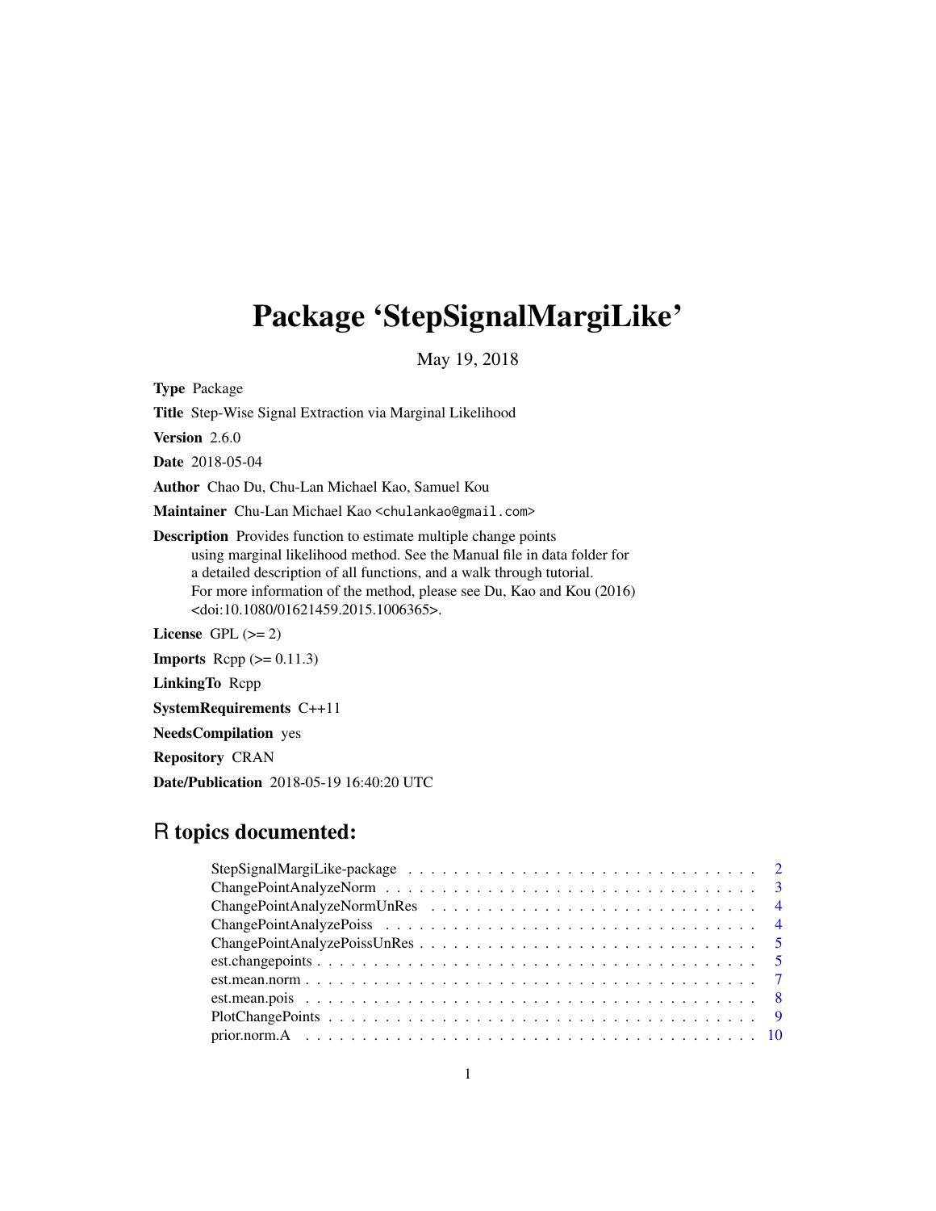# Package 'StepSignalMargiLike'

May 19, 2018

**Type** Package

**Title** Step-Wise Signal Extraction via Marginal Likelihood

**Version** 2.6.0

**Date** 2018-05-04

**Author** Chao Du, Chu-Lan Michael Kao, Samuel Kou

**Maintainer** Chu-Lan Michael Kao <chulankao@gmail.com>

**Description** Provides function to estimate multiple change points using marginal likelihood method. See the Manual file in data folder for a detailed description of all functions, and a walk through tutorial. For more information of the method, please see Du, Kao and Kou (2016) <doi:10.1080/01621459.2015.1006365>.

**License** GPL (>= 2)

**Imports** Rcpp (>= 0.11.3)

**LinkingTo** Rcpp

**SystemRequirements** C++11

**NeedsCompilation** yes

**Repository** CRAN

**Date/Publication** 2018-05-19 16:40:20 UTC

## R topics documented:

| | |
|---|---|
| StepSignalMargiLike-package | 2 |
| ChangePointAnalyzeNorm | 3 |
| ChangePointAnalyzeNormUnRes | 4 |
| ChangePointAnalyzePoiss | 4 |
| ChangePointAnalyzePoissUnRes | 5 |
| est.changepoints | 5 |
| est.mean.norm | 7 |
| est.mean.pois | 8 |
| PlotChangePoints | 9 |
| prior.norm.A | 10 |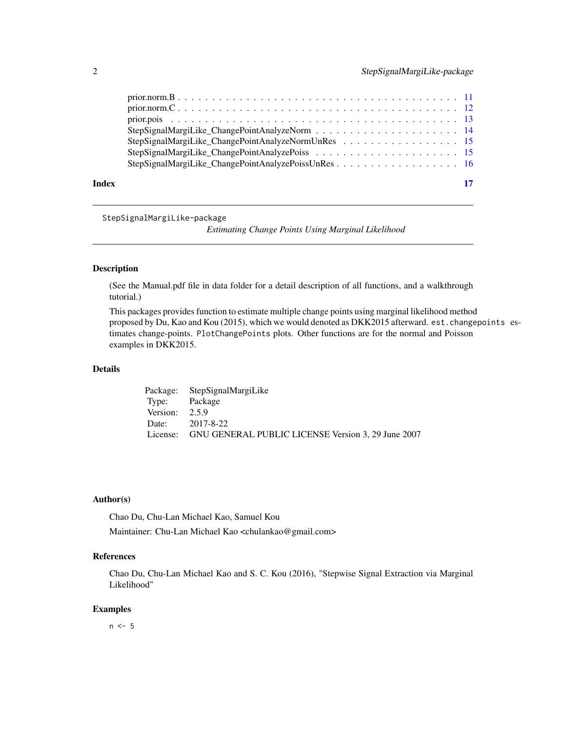prior.norm.B . . . . . . . . . . . . . . . . . . . . . . . . . . . . . . . . . . . . . . 11
prior.norm.C . . . . . . . . . . . . . . . . . . . . . . . . . . . . . . . . . . . . . . 12
prior.pois . . . . . . . . . . . . . . . . . . . . . . . . . . . . . . . . . . . . . . . 13
StepSignalMargiLike_ChangePointAnalyzeNorm . . . . . . . . . . . . . . . . . . . . . 14
StepSignalMargiLike_ChangePointAnalyzeNormUnRes . . . . . . . . . . . . . . . . . . 15
StepSignalMargiLike_ChangePointAnalyzePoiss . . . . . . . . . . . . . . . . . . . . . 15
StepSignalMargiLike_ChangePointAnalyzePoissUnRes . . . . . . . . . . . . . . . . . . 16

**Index** **17**

---

StepSignalMargiLike-package *Estimating Change Points Using Marginal Likelihood*

---

## Description

(See the Manual.pdf file in data folder for a detail description of all functions, and a walkthrough tutorial.)

This packages provides function to estimate multiple change points using marginal likelihood method proposed by Du, Kao and Kou (2015), which we would denoted as DKK2015 afterward. `est.changepoints` estimates change-points. `PlotChangePoints` plots. Other functions are for the normal and Poisson examples in DKK2015.

## Details

| | |
|---|---|
| Package: | StepSignalMargiLike |
| Type: | Package |
| Version: | 2.5.9 |
| Date: | 2017-8-22 |
| License: | GNU GENERAL PUBLIC LICENSE Version 3, 29 June 2007 |

## Author(s)

Chao Du, Chu-Lan Michael Kao, Samuel Kou

Maintainer: Chu-Lan Michael Kao <chulankao@gmail.com>

## References

Chao Du, Chu-Lan Michael Kao and S. C. Kou (2016), "Stepwise Signal Extraction via Marginal Likelihood"

## Examples

```
n <- 5
```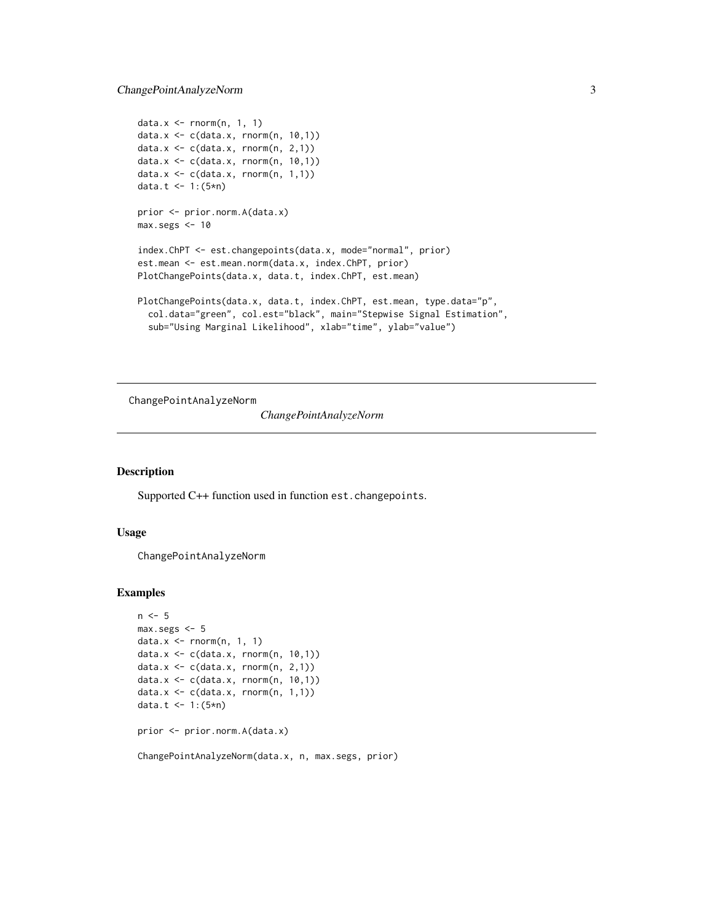```
data.x <- rnorm(n, 1, 1)
data.x <- c(data.x, rnorm(n, 10,1))
data.x <- c(data.x, rnorm(n, 2,1))
data.x <- c(data.x, rnorm(n, 10,1))
data.x <- c(data.x, rnorm(n, 1,1))
data.t <- 1:(5*n)

prior <- prior.norm.A(data.x)
max.segs <- 10

index.ChPT <- est.changepoints(data.x, mode="normal", prior)
est.mean <- est.mean.norm(data.x, index.ChPT, prior)
PlotChangePoints(data.x, data.t, index.ChPT, est.mean)

PlotChangePoints(data.x, data.t, index.ChPT, est.mean, type.data="p",
  col.data="green", col.est="black", main="Stepwise Signal Estimation",
  sub="Using Marginal Likelihood", xlab="time", ylab="value")
```

---

ChangePointAnalyzeNorm

## *ChangePointAnalyzeNorm*

---

### Description

Supported C++ function used in function `est.changepoints`.

### Usage

```
ChangePointAnalyzeNorm
```

### Examples

```
n <- 5
max.segs <- 5
data.x <- rnorm(n, 1, 1)
data.x <- c(data.x, rnorm(n, 10,1))
data.x <- c(data.x, rnorm(n, 2,1))
data.x <- c(data.x, rnorm(n, 10,1))
data.x <- c(data.x, rnorm(n, 1,1))
data.t <- 1:(5*n)

prior <- prior.norm.A(data.x)

ChangePointAnalyzeNorm(data.x, n, max.segs, prior)
```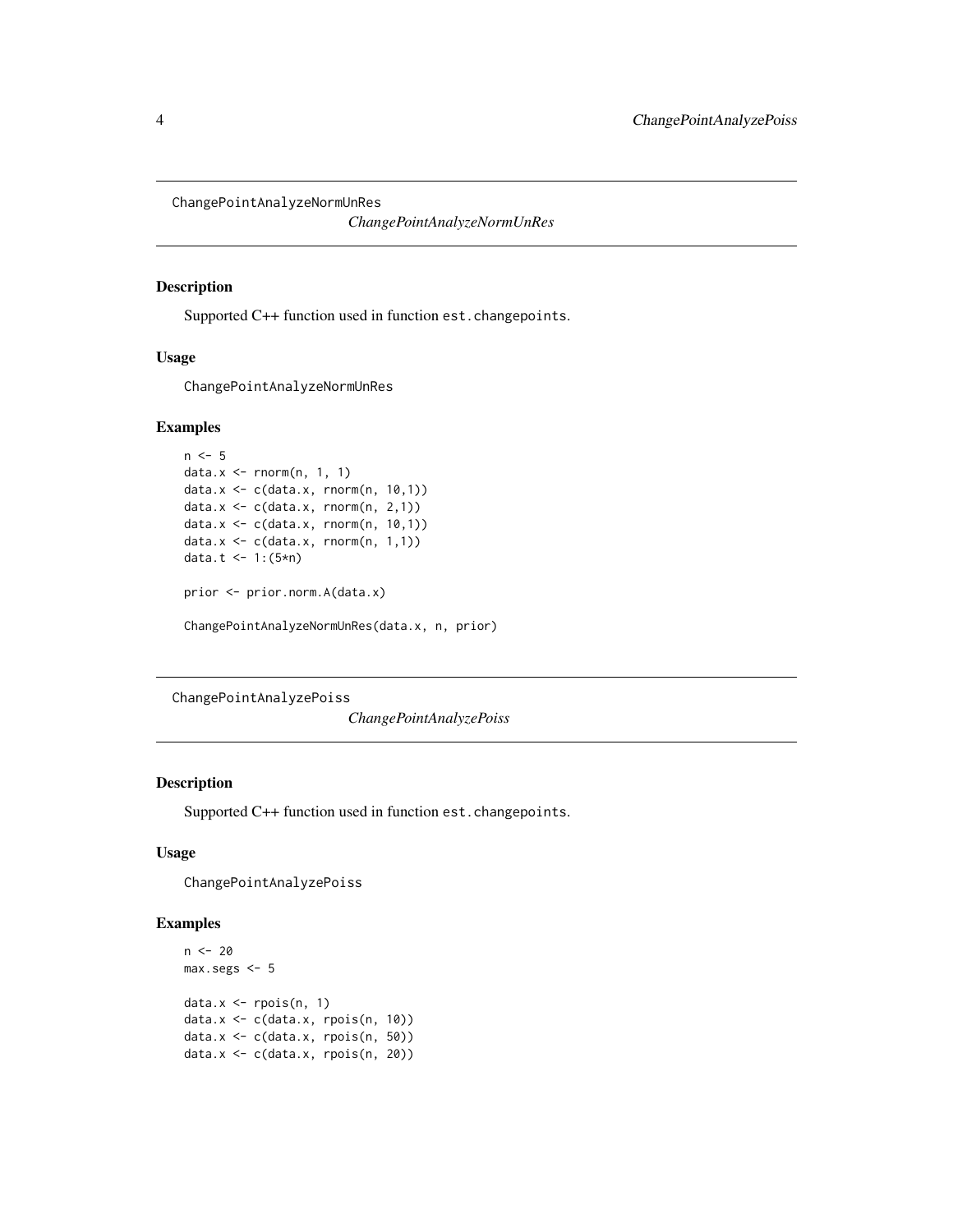## ChangePointAnalyzeNormUnRes

*ChangePointAnalyzeNormUnRes*

### Description

Supported C++ function used in function `est.changepoints`.

### Usage

```
ChangePointAnalyzeNormUnRes
```

### Examples

```
n <- 5
data.x <- rnorm(n, 1, 1)
data.x <- c(data.x, rnorm(n, 10,1))
data.x <- c(data.x, rnorm(n, 2,1))
data.x <- c(data.x, rnorm(n, 10,1))
data.x <- c(data.x, rnorm(n, 1,1))
data.t <- 1:(5*n)

prior <- prior.norm.A(data.x)

ChangePointAnalyzeNormUnRes(data.x, n, prior)
```

## ChangePointAnalyzePoiss

*ChangePointAnalyzePoiss*

### Description

Supported C++ function used in function `est.changepoints`.

### Usage

```
ChangePointAnalyzePoiss
```

### Examples

```
n <- 20
max.segs <- 5

data.x <- rpois(n, 1)
data.x <- c(data.x, rpois(n, 10))
data.x <- c(data.x, rpois(n, 50))
data.x <- c(data.x, rpois(n, 20))
```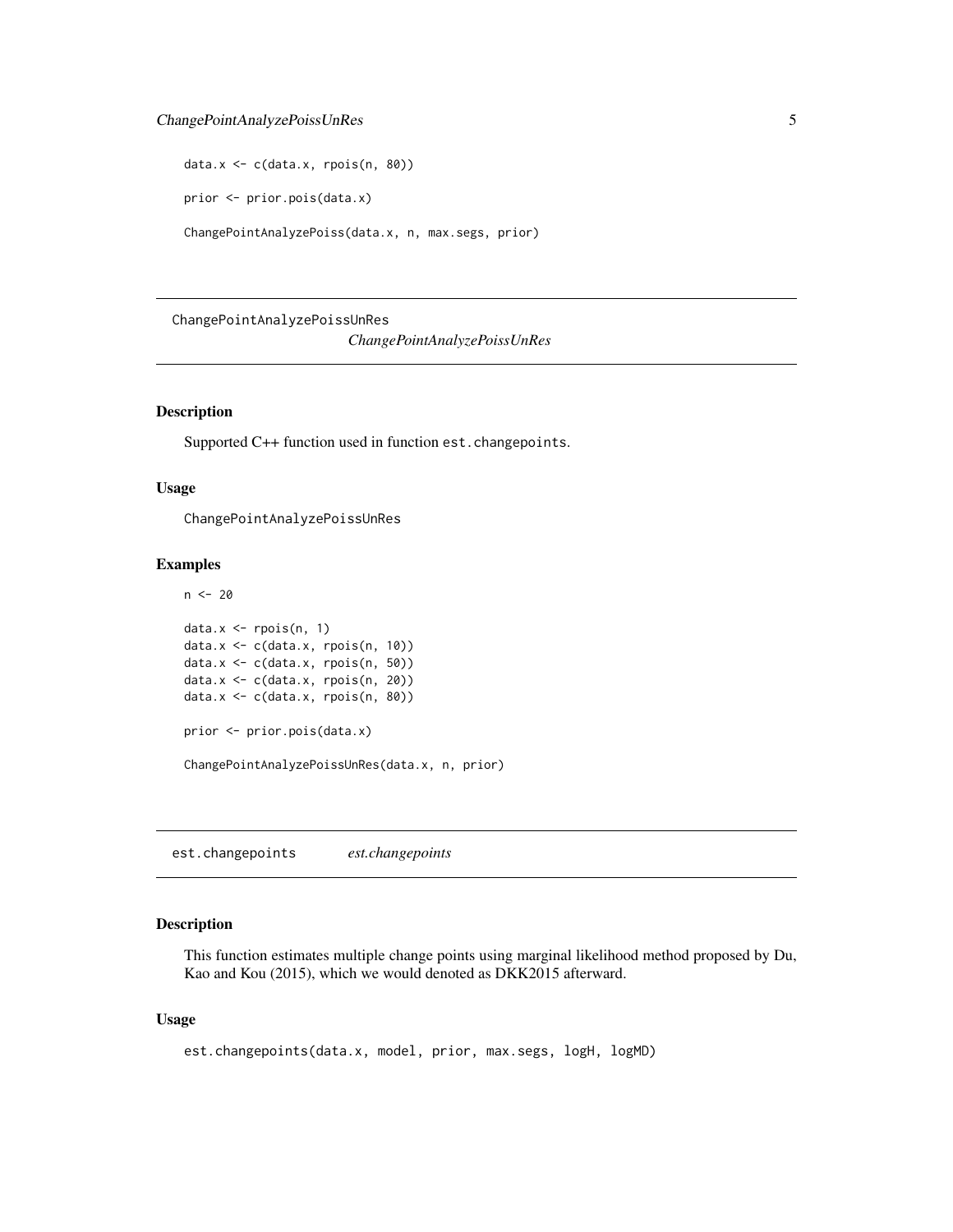```
data.x <- c(data.x, rpois(n, 80))

prior <- prior.pois(data.x)

ChangePointAnalyzePoiss(data.x, n, max.segs, prior)
```

## ChangePointAnalyzePoissUnRes *ChangePointAnalyzePoissUnRes*

### Description

Supported C++ function used in function `est.changepoints`.

### Usage

```
ChangePointAnalyzePoissUnRes
```

### Examples

```
n <- 20

data.x <- rpois(n, 1)
data.x <- c(data.x, rpois(n, 10))
data.x <- c(data.x, rpois(n, 50))
data.x <- c(data.x, rpois(n, 20))
data.x <- c(data.x, rpois(n, 80))

prior <- prior.pois(data.x)

ChangePointAnalyzePoissUnRes(data.x, n, prior)
```

## est.changepoints *est.changepoints*

### Description

This function estimates multiple change points using marginal likelihood method proposed by Du, Kao and Kou (2015), which we would denoted as DKK2015 afterward.

### Usage

```
est.changepoints(data.x, model, prior, max.segs, logH, logMD)
```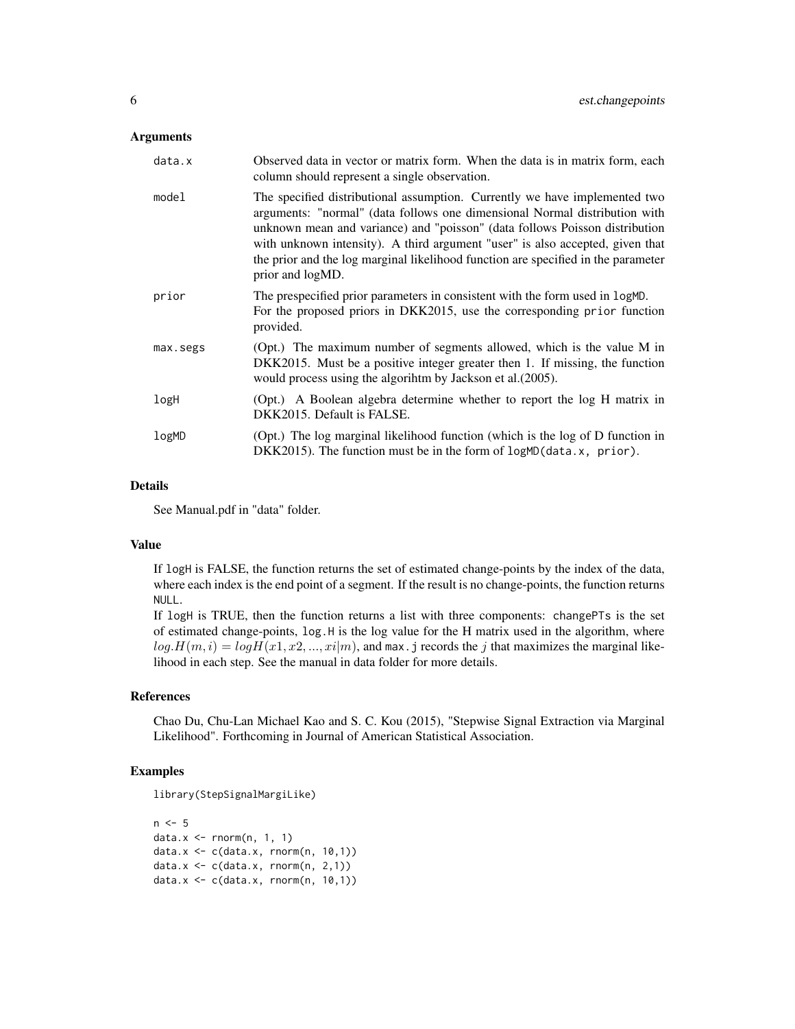### Arguments

| | |
|---|---|
| `data.x` | Observed data in vector or matrix form. When the data is in matrix form, each column should represent a single observation. |
| `model` | The specified distributional assumption. Currently we have implemented two arguments: "normal" (data follows one dimensional Normal distribution with unknown mean and variance) and "poisson" (data follows Poisson distribution with unknown intensity). A third argument "user" is also accepted, given that the prior and the log marginal likelihood function are specified in the parameter prior and logMD. |
| `prior` | The prespecified prior parameters in consistent with the form used in `logMD`. For the proposed priors in DKK2015, use the corresponding `prior` function provided. |
| `max.segs` | (Opt.) The maximum number of segments allowed, which is the value M in DKK2015. Must be a positive integer greater then 1. If missing, the function would process using the algorihtm by Jackson et al.(2005). |
| `logH` | (Opt.) A Boolean algebra determine whether to report the log H matrix in DKK2015. Default is FALSE. |
| `logMD` | (Opt.) The log marginal likelihood function (which is the log of D function in DKK2015). The function must be in the form of `logMD(data.x, prior)`. |

### Details

See Manual.pdf in "data" folder.

### Value

If `logH` is FALSE, the function returns the set of estimated change-points by the index of the data, where each index is the end point of a segment. If the result is no change-points, the function returns `NULL`.

If `logH` is TRUE, then the function returns a list with three components: `changePTs` is the set of estimated change-points, `log.H` is the log value for the H matrix used in the algorithm, where $log.H(m,i) = logH(x1, x2, ..., xi|m)$, and `max.j` records the $j$ that maximizes the marginal likelihood in each step. See the manual in data folder for more details.

### References

Chao Du, Chu-Lan Michael Kao and S. C. Kou (2015), "Stepwise Signal Extraction via Marginal Likelihood". Forthcoming in Journal of American Statistical Association.

### Examples

```
library(StepSignalMargiLike)

n <- 5
data.x <- rnorm(n, 1, 1)
data.x <- c(data.x, rnorm(n, 10,1))
data.x <- c(data.x, rnorm(n, 2,1))
data.x <- c(data.x, rnorm(n, 10,1))
```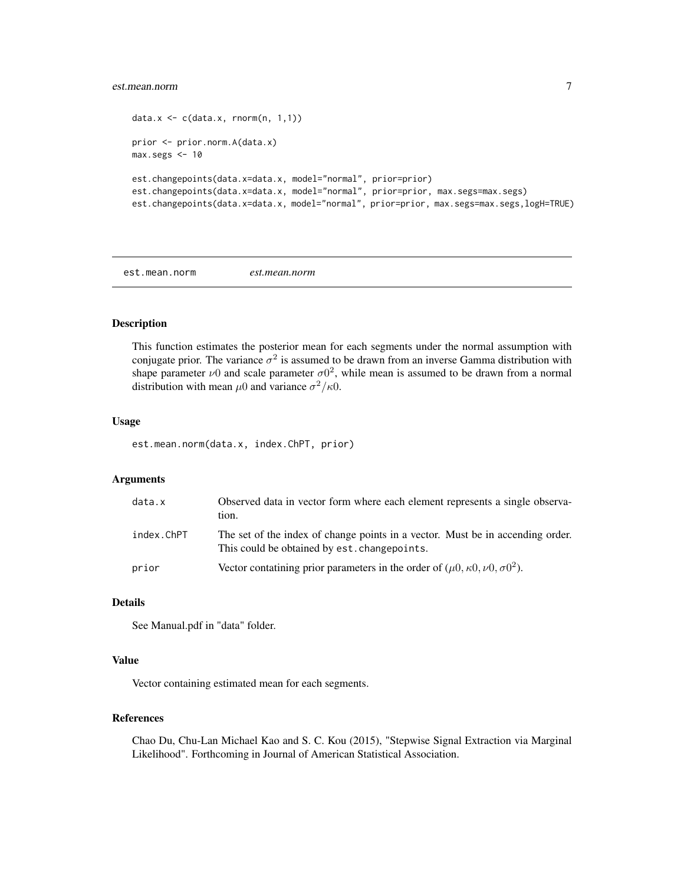```
data.x <- c(data.x, rnorm(n, 1,1))

prior <- prior.norm.A(data.x)
max.segs <- 10

est.changepoints(data.x=data.x, model="normal", prior=prior)
est.changepoints(data.x=data.x, model="normal", prior=prior, max.segs=max.segs)
est.changepoints(data.x=data.x, model="normal", prior=prior, max.segs=max.segs,logH=TRUE)
```

---

## est.mean.norm *est.mean.norm*

---

### Description

This function estimates the posterior mean for each segments under the normal assumption with conjugate prior. The variance $\sigma^2$ is assumed to be drawn from an inverse Gamma distribution with shape parameter $\nu 0$ and scale parameter $\sigma 0^2$, while mean is assumed to be drawn from a normal distribution with mean $\mu 0$ and variance $\sigma^2/\kappa 0$.

### Usage

```
est.mean.norm(data.x, index.ChPT, prior)
```

### Arguments

| | |
|---|---|
| data.x | Observed data in vector form where each element represents a single observation. |
| index.ChPT | The set of the index of change points in a vector. Must be in accending order. This could be obtained by `est.changepoints`. |
| prior | Vector contatining prior parameters in the order of $(\mu 0, \kappa 0, \nu 0, \sigma 0^2)$. |

### Details

See Manual.pdf in "data" folder.

### Value

Vector containing estimated mean for each segments.

### References

Chao Du, Chu-Lan Michael Kao and S. C. Kou (2015), "Stepwise Signal Extraction via Marginal Likelihood". Forthcoming in Journal of American Statistical Association.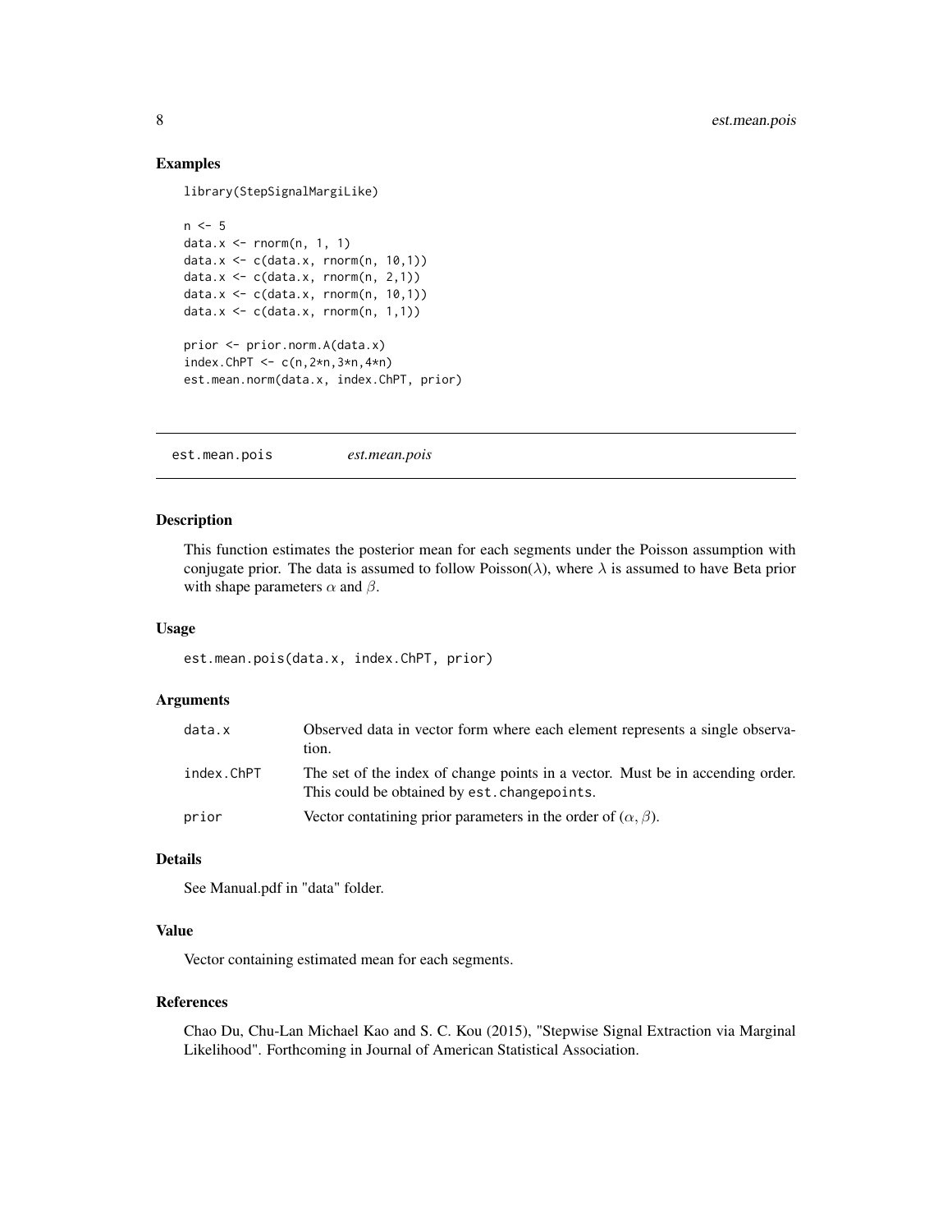## Examples

```
library(StepSignalMargiLike)

n <- 5
data.x <- rnorm(n, 1, 1)
data.x <- c(data.x, rnorm(n, 10,1))
data.x <- c(data.x, rnorm(n, 2,1))
data.x <- c(data.x, rnorm(n, 10,1))
data.x <- c(data.x, rnorm(n, 1,1))

prior <- prior.norm.A(data.x)
index.ChPT <- c(n,2*n,3*n,4*n)
est.mean.norm(data.x, index.ChPT, prior)
```

---

# est.mean.pois &nbsp;&nbsp;&nbsp; *est.mean.pois*

---

## Description

This function estimates the posterior mean for each segments under the Poisson assumption with conjugate prior. The data is assumed to follow Poisson($\lambda$), where $\lambda$ is assumed to have Beta prior with shape parameters $\alpha$ and $\beta$.

## Usage

```
est.mean.pois(data.x, index.ChPT, prior)
```

## Arguments

| | |
|---|---|
| data.x | Observed data in vector form where each element represents a single observation. |
| index.ChPT | The set of the index of change points in a vector. Must be in accending order. This could be obtained by `est.changepoints`. |
| prior | Vector contatining prior parameters in the order of $(\alpha, \beta)$. |

## Details

See Manual.pdf in "data" folder.

## Value

Vector containing estimated mean for each segments.

## References

Chao Du, Chu-Lan Michael Kao and S. C. Kou (2015), "Stepwise Signal Extraction via Marginal Likelihood". Forthcoming in Journal of American Statistical Association.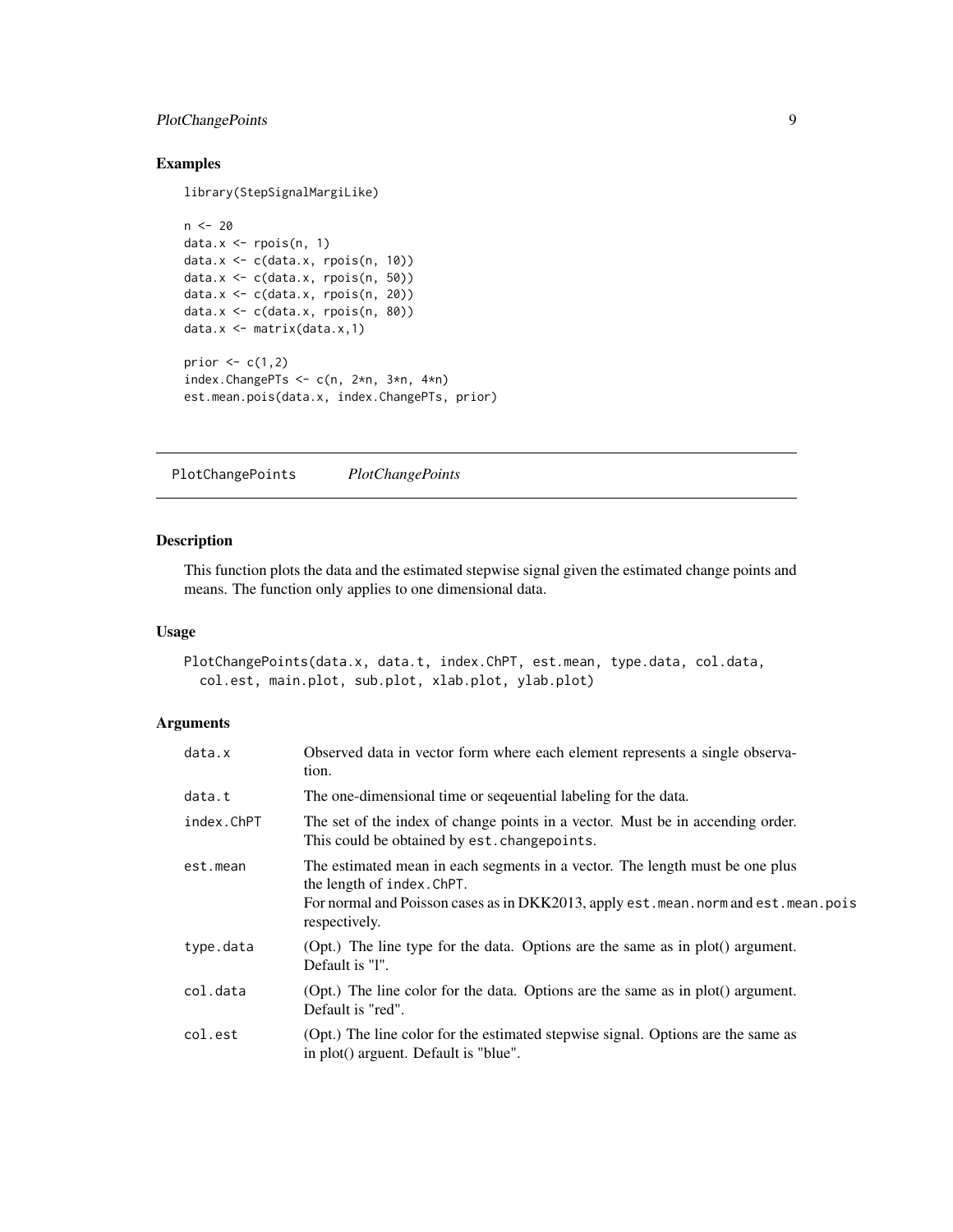## Examples

```
library(StepSignalMargiLike)

n <- 20
data.x <- rpois(n, 1)
data.x <- c(data.x, rpois(n, 10))
data.x <- c(data.x, rpois(n, 50))
data.x <- c(data.x, rpois(n, 20))
data.x <- c(data.x, rpois(n, 80))
data.x <- matrix(data.x,1)

prior <- c(1,2)
index.ChangePTs <- c(n, 2*n, 3*n, 4*n)
est.mean.pois(data.x, index.ChangePTs, prior)
```

---

# PlotChangePoints *PlotChangePoints*

## Description

This function plots the data and the estimated stepwise signal given the estimated change points and means. The function only applies to one dimensional data.

## Usage

```
PlotChangePoints(data.x, data.t, index.ChPT, est.mean, type.data, col.data,
  col.est, main.plot, sub.plot, xlab.plot, ylab.plot)
```

## Arguments

| | |
|---|---|
| `data.x` | Observed data in vector form where each element represents a single observation. |
| `data.t` | The one-dimensional time or seqeuential labeling for the data. |
| `index.ChPT` | The set of the index of change points in a vector. Must be in accending order. This could be obtained by `est.changepoints`. |
| `est.mean` | The estimated mean in each segments in a vector. The length must be one plus the length of `index.ChPT`. For normal and Poisson cases as in DKK2013, apply `est.mean.norm` and `est.mean.pois` respectively. |
| `type.data` | (Opt.) The line type for the data. Options are the same as in plot() argument. Default is "l". |
| `col.data` | (Opt.) The line color for the data. Options are the same as in plot() argument. Default is "red". |
| `col.est` | (Opt.) The line color for the estimated stepwise signal. Options are the same as in plot() arguent. Default is "blue". |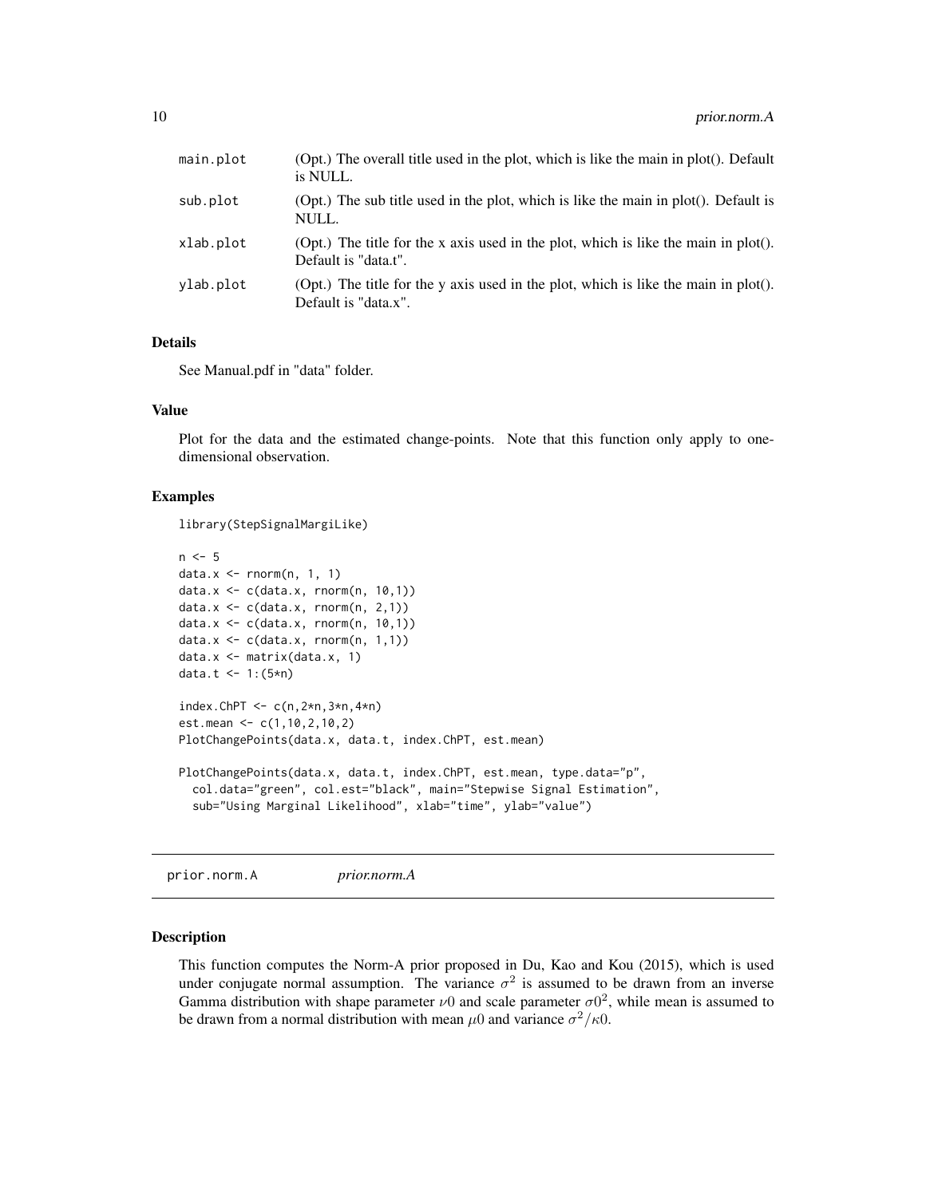| | |
|---|---|
| main.plot | (Opt.) The overall title used in the plot, which is like the main in plot(). Default is NULL. |
| sub.plot | (Opt.) The sub title used in the plot, which is like the main in plot(). Default is NULL. |
| xlab.plot | (Opt.) The title for the x axis used in the plot, which is like the main in plot(). Default is "data.t". |
| ylab.plot | (Opt.) The title for the y axis used in the plot, which is like the main in plot(). Default is "data.x". |

### Details

See Manual.pdf in "data" folder.

### Value

Plot for the data and the estimated change-points. Note that this function only apply to one-dimensional observation.

### Examples

```
library(StepSignalMargiLike)

n <- 5
data.x <- rnorm(n, 1, 1)
data.x <- c(data.x, rnorm(n, 10,1))
data.x <- c(data.x, rnorm(n, 2,1))
data.x <- c(data.x, rnorm(n, 10,1))
data.x <- c(data.x, rnorm(n, 1,1))
data.x <- matrix(data.x, 1)
data.t <- 1:(5*n)

index.ChPT <- c(n,2*n,3*n,4*n)
est.mean <- c(1,10,2,10,2)
PlotChangePoints(data.x, data.t, index.ChPT, est.mean)

PlotChangePoints(data.x, data.t, index.ChPT, est.mean, type.data="p",
  col.data="green", col.est="black", main="Stepwise Signal Estimation",
  sub="Using Marginal Likelihood", xlab="time", ylab="value")
```

---

## prior.norm.A *prior.norm.A*

### Description

This function computes the Norm-A prior proposed in Du, Kao and Kou (2015), which is used under conjugate normal assumption. The variance $\sigma^2$ is assumed to be drawn from an inverse Gamma distribution with shape parameter $\nu 0$ and scale parameter $\sigma 0^2$, while mean is assumed to be drawn from a normal distribution with mean $\mu 0$ and variance $\sigma^2/\kappa 0$.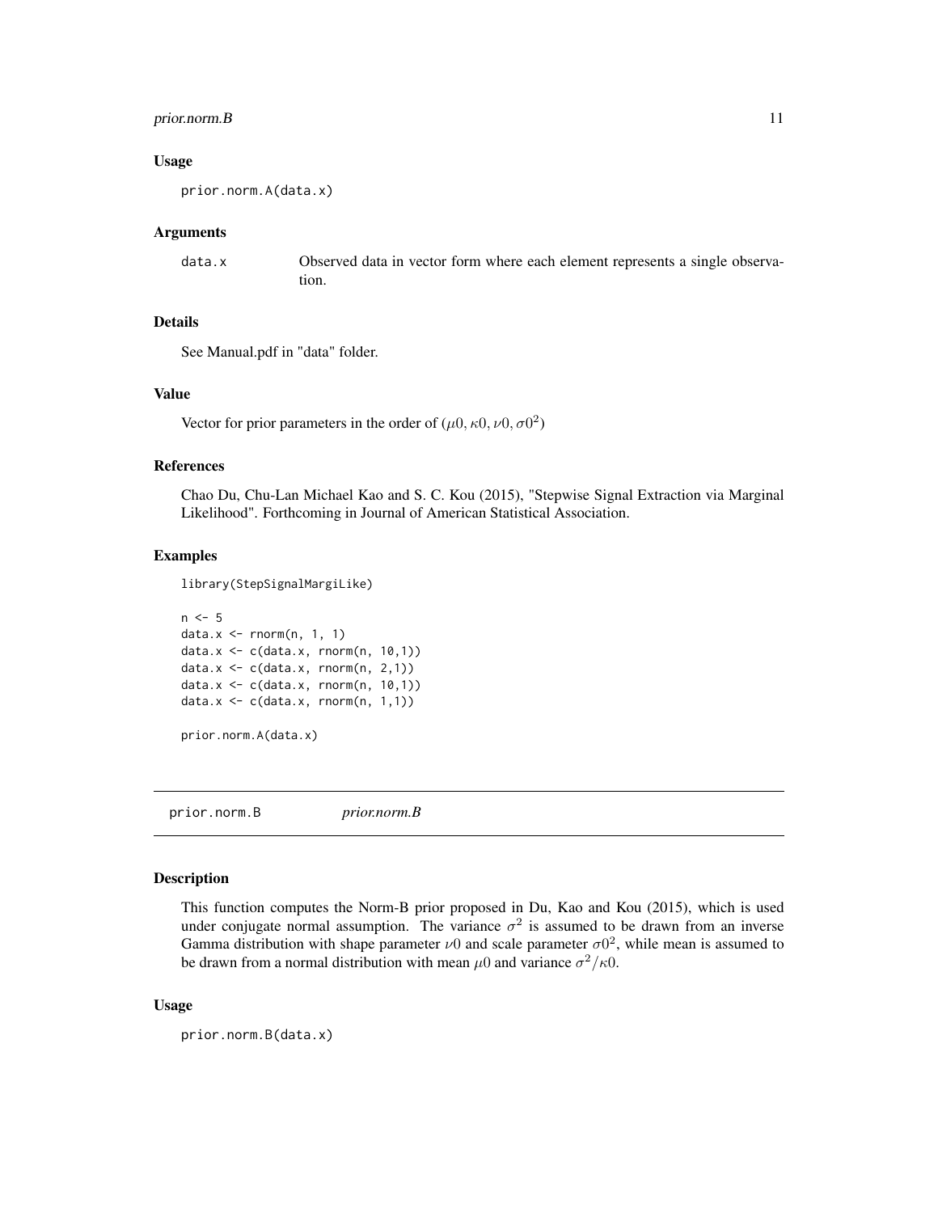### Usage

```
prior.norm.A(data.x)
```

### Arguments

data.x Observed data in vector form where each element represents a single observation.

### Details

See Manual.pdf in "data" folder.

### Value

Vector for prior parameters in the order of $(\mu 0, \kappa 0, \nu 0, \sigma 0^2)$

### References

Chao Du, Chu-Lan Michael Kao and S. C. Kou (2015), "Stepwise Signal Extraction via Marginal Likelihood". Forthcoming in Journal of American Statistical Association.

### Examples

```
library(StepSignalMargiLike)

n <- 5
data.x <- rnorm(n, 1, 1)
data.x <- c(data.x, rnorm(n, 10,1))
data.x <- c(data.x, rnorm(n, 2,1))
data.x <- c(data.x, rnorm(n, 10,1))
data.x <- c(data.x, rnorm(n, 1,1))

prior.norm.A(data.x)
```

---

## prior.norm.B *prior.norm.B*

---

### Description

This function computes the Norm-B prior proposed in Du, Kao and Kou (2015), which is used under conjugate normal assumption. The variance $\sigma^2$ is assumed to be drawn from an inverse Gamma distribution with shape parameter $\nu 0$ and scale parameter $\sigma 0^2$, while mean is assumed to be drawn from a normal distribution with mean $\mu 0$ and variance $\sigma^2/\kappa 0$.

### Usage

```
prior.norm.B(data.x)
```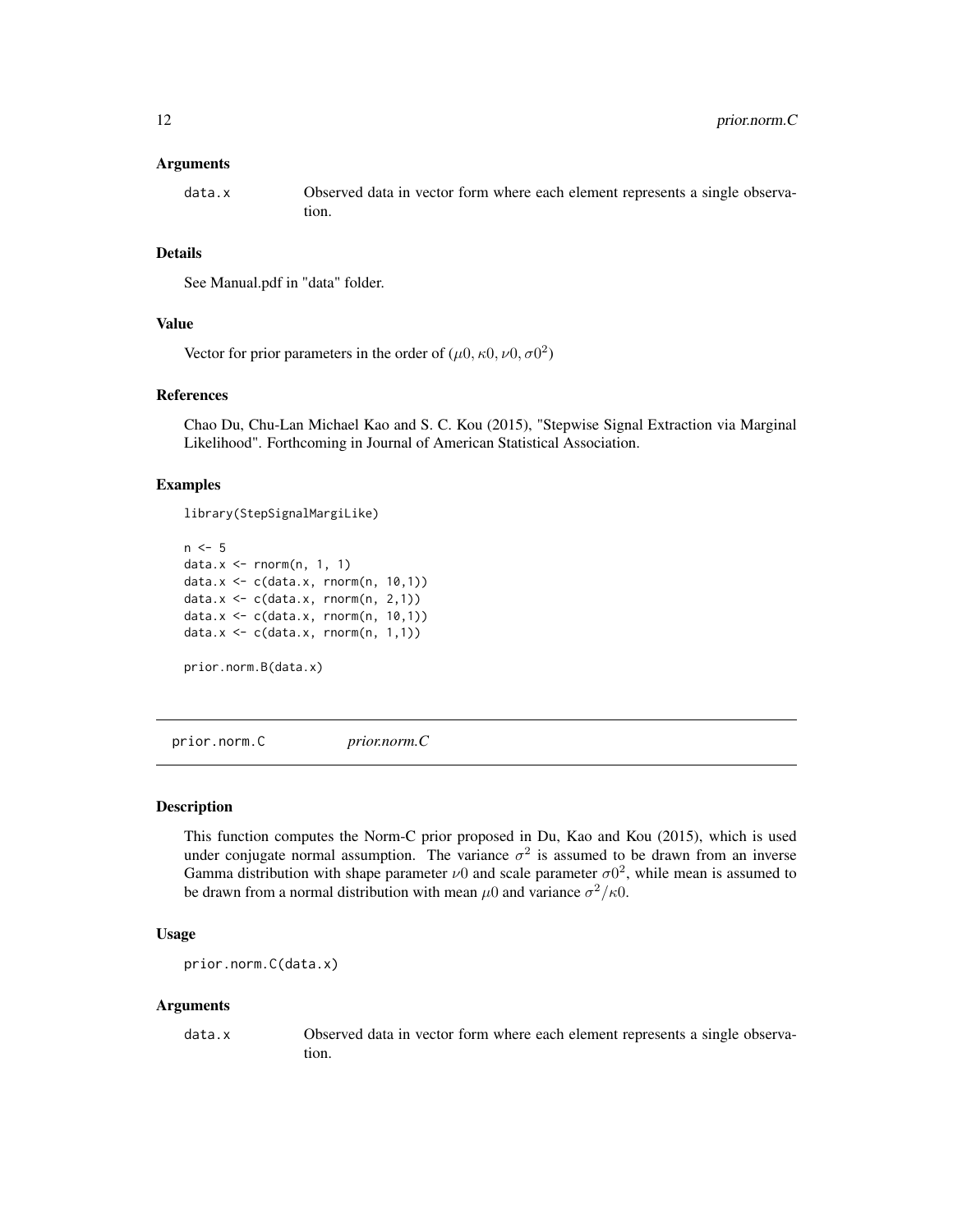### Arguments

data.x Observed data in vector form where each element represents a single observation.

### Details

See Manual.pdf in "data" folder.

### Value

Vector for prior parameters in the order of $(\mu 0, \kappa 0, \nu 0, \sigma 0^2)$

### References

Chao Du, Chu-Lan Michael Kao and S. C. Kou (2015), "Stepwise Signal Extraction via Marginal Likelihood". Forthcoming in Journal of American Statistical Association.

### Examples

```
library(StepSignalMargiLike)

n <- 5
data.x <- rnorm(n, 1, 1)
data.x <- c(data.x, rnorm(n, 10,1))
data.x <- c(data.x, rnorm(n, 2,1))
data.x <- c(data.x, rnorm(n, 10,1))
data.x <- c(data.x, rnorm(n, 1,1))

prior.norm.B(data.x)
```

---

## prior.norm.C *prior.norm.C*

---

### Description

This function computes the Norm-C prior proposed in Du, Kao and Kou (2015), which is used under conjugate normal assumption. The variance $\sigma^2$ is assumed to be drawn from an inverse Gamma distribution with shape parameter $\nu 0$ and scale parameter $\sigma 0^2$, while mean is assumed to be drawn from a normal distribution with mean $\mu 0$ and variance $\sigma^2/\kappa 0$.

### Usage

```
prior.norm.C(data.x)
```

### Arguments

data.x Observed data in vector form where each element represents a single observation.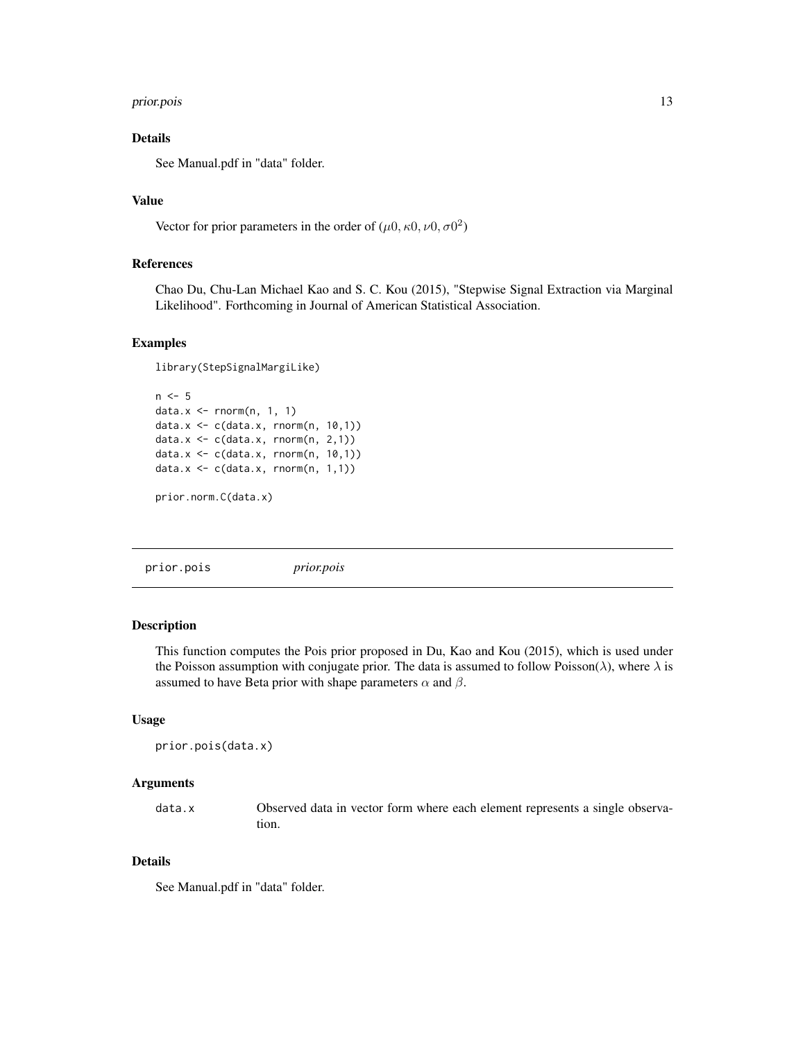### Details

See Manual.pdf in "data" folder.

### Value

Vector for prior parameters in the order of $(\mu 0, \kappa 0, \nu 0, \sigma 0^2)$

### References

Chao Du, Chu-Lan Michael Kao and S. C. Kou (2015), "Stepwise Signal Extraction via Marginal Likelihood". Forthcoming in Journal of American Statistical Association.

### Examples

```
library(StepSignalMargiLike)

n <- 5
data.x <- rnorm(n, 1, 1)
data.x <- c(data.x, rnorm(n, 10,1))
data.x <- c(data.x, rnorm(n, 2,1))
data.x <- c(data.x, rnorm(n, 10,1))
data.x <- c(data.x, rnorm(n, 1,1))

prior.norm.C(data.x)
```

---

## prior.pois *prior.pois*

### Description

This function computes the Pois prior proposed in Du, Kao and Kou (2015), which is used under the Poisson assumption with conjugate prior. The data is assumed to follow Poisson($\lambda$), where $\lambda$ is assumed to have Beta prior with shape parameters $\alpha$ and $\beta$.

### Usage

```
prior.pois(data.x)
```

### Arguments

| | |
|---|---|
| data.x | Observed data in vector form where each element represents a single observation. |

### Details

See Manual.pdf in "data" folder.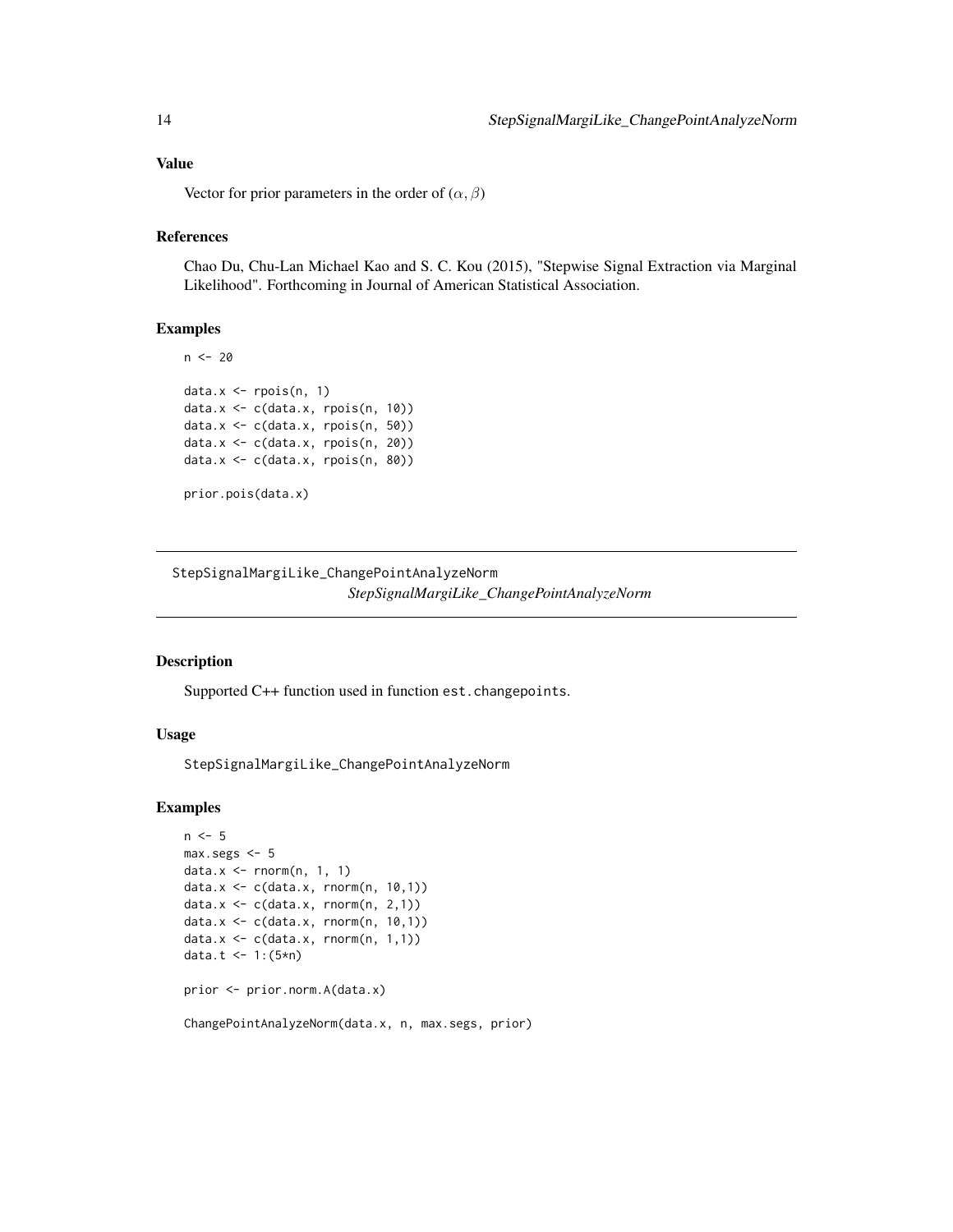### Value

Vector for prior parameters in the order of $(\alpha, \beta)$

### References

Chao Du, Chu-Lan Michael Kao and S. C. Kou (2015), "Stepwise Signal Extraction via Marginal Likelihood". Forthcoming in Journal of American Statistical Association.

### Examples

```
n <- 20

data.x <- rpois(n, 1)
data.x <- c(data.x, rpois(n, 10))
data.x <- c(data.x, rpois(n, 50))
data.x <- c(data.x, rpois(n, 20))
data.x <- c(data.x, rpois(n, 80))

prior.pois(data.x)
```

---

## StepSignalMargiLike_ChangePointAnalyzeNorm

*StepSignalMargiLike_ChangePointAnalyzeNorm*

---

### Description

Supported C++ function used in function `est.changepoints`.

### Usage

```
StepSignalMargiLike_ChangePointAnalyzeNorm
```

### Examples

```
n <- 5
max.segs <- 5
data.x <- rnorm(n, 1, 1)
data.x <- c(data.x, rnorm(n, 10,1))
data.x <- c(data.x, rnorm(n, 2,1))
data.x <- c(data.x, rnorm(n, 10,1))
data.x <- c(data.x, rnorm(n, 1,1))
data.t <- 1:(5*n)

prior <- prior.norm.A(data.x)

ChangePointAnalyzeNorm(data.x, n, max.segs, prior)
```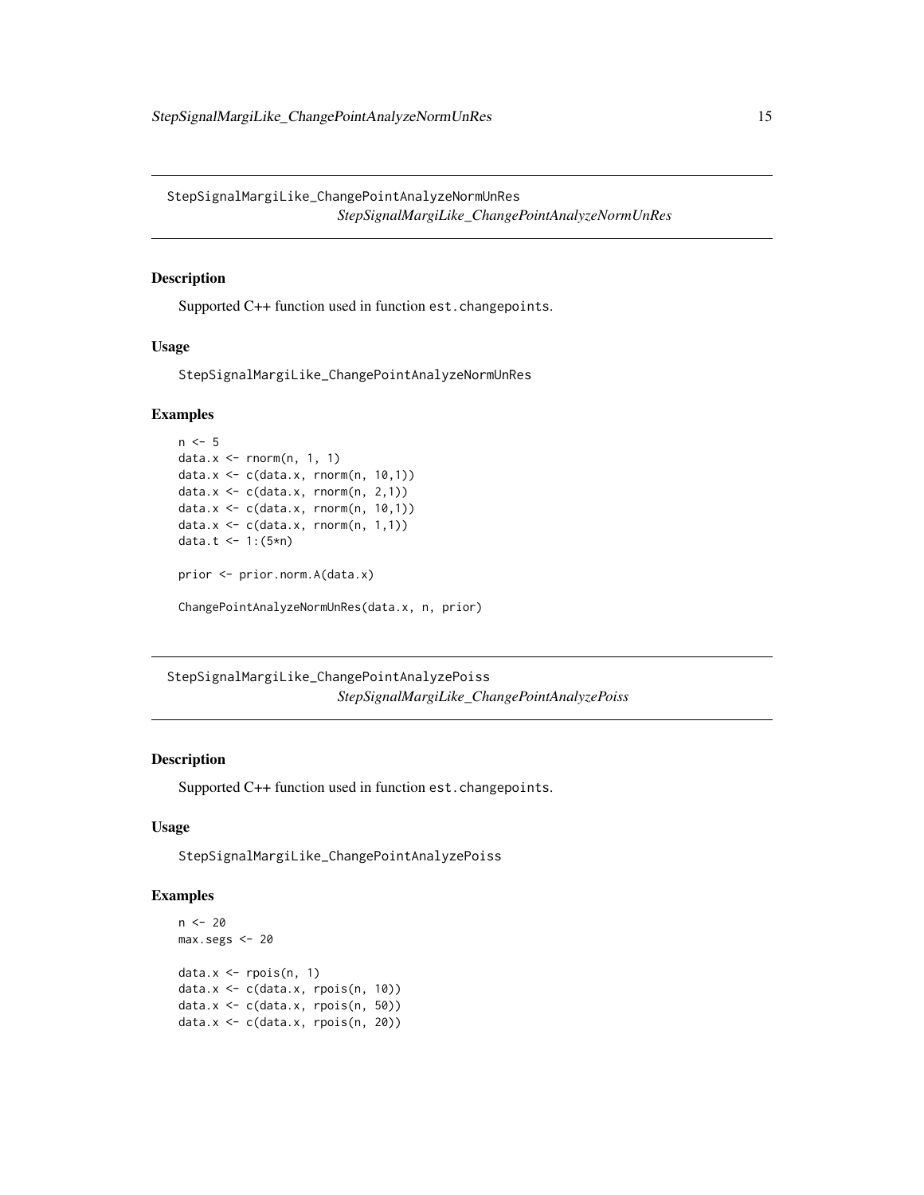## StepSignalMargiLike_ChangePointAnalyzeNormUnRes

*StepSignalMargiLike_ChangePointAnalyzeNormUnRes*

### Description

Supported C++ function used in function `est.changepoints`.

### Usage

```
StepSignalMargiLike_ChangePointAnalyzeNormUnRes
```

### Examples

```
n <- 5
data.x <- rnorm(n, 1, 1)
data.x <- c(data.x, rnorm(n, 10,1))
data.x <- c(data.x, rnorm(n, 2,1))
data.x <- c(data.x, rnorm(n, 10,1))
data.x <- c(data.x, rnorm(n, 1,1))
data.t <- 1:(5*n)

prior <- prior.norm.A(data.x)

ChangePointAnalyzeNormUnRes(data.x, n, prior)
```

## StepSignalMargiLike_ChangePointAnalyzePoiss

*StepSignalMargiLike_ChangePointAnalyzePoiss*

### Description

Supported C++ function used in function `est.changepoints`.

### Usage

```
StepSignalMargiLike_ChangePointAnalyzePoiss
```

### Examples

```
n <- 20
max.segs <- 20

data.x <- rpois(n, 1)
data.x <- c(data.x, rpois(n, 10))
data.x <- c(data.x, rpois(n, 50))
data.x <- c(data.x, rpois(n, 20))
```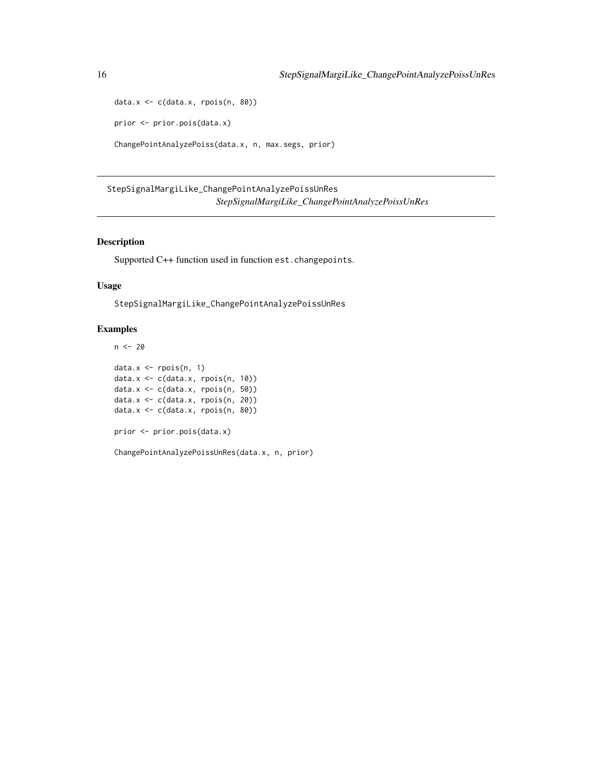```
data.x <- c(data.x, rpois(n, 80))

prior <- prior.pois(data.x)

ChangePointAnalyzePoiss(data.x, n, max.segs, prior)
```

---

## StepSignalMargiLike_ChangePointAnalyzePoissUnRes

*StepSignalMargiLike_ChangePointAnalyzePoissUnRes*

### Description

Supported C++ function used in function `est.changepoints`.

### Usage

```
StepSignalMargiLike_ChangePointAnalyzePoissUnRes
```

### Examples

```
n <- 20

data.x <- rpois(n, 1)
data.x <- c(data.x, rpois(n, 10))
data.x <- c(data.x, rpois(n, 50))
data.x <- c(data.x, rpois(n, 20))
data.x <- c(data.x, rpois(n, 80))

prior <- prior.pois(data.x)

ChangePointAnalyzePoissUnRes(data.x, n, prior)
```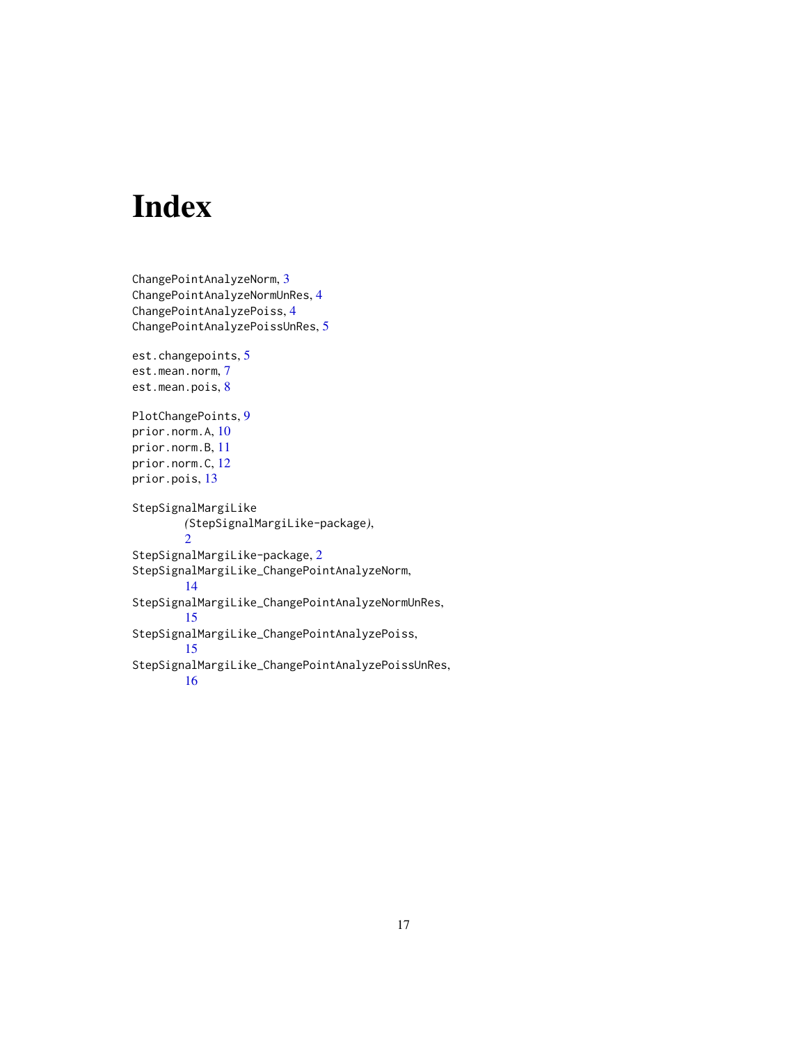# Index

ChangePointAnalyzeNorm, 3
ChangePointAnalyzeNormUnRes, 4
ChangePointAnalyzePoiss, 4
ChangePointAnalyzePoissUnRes, 5

est.changepoints, 5
est.mean.norm, 7
est.mean.pois, 8

PlotChangePoints, 9
prior.norm.A, 10
prior.norm.B, 11
prior.norm.C, 12
prior.pois, 13

StepSignalMargiLike
  *(*StepSignalMargiLike-package*)*,
  2
StepSignalMargiLike-package, 2
StepSignalMargiLike_ChangePointAnalyzeNorm,
  14
StepSignalMargiLike_ChangePointAnalyzeNormUnRes,
  15
StepSignalMargiLike_ChangePointAnalyzePoiss,
  15
StepSignalMargiLike_ChangePointAnalyzePoissUnRes,
  16